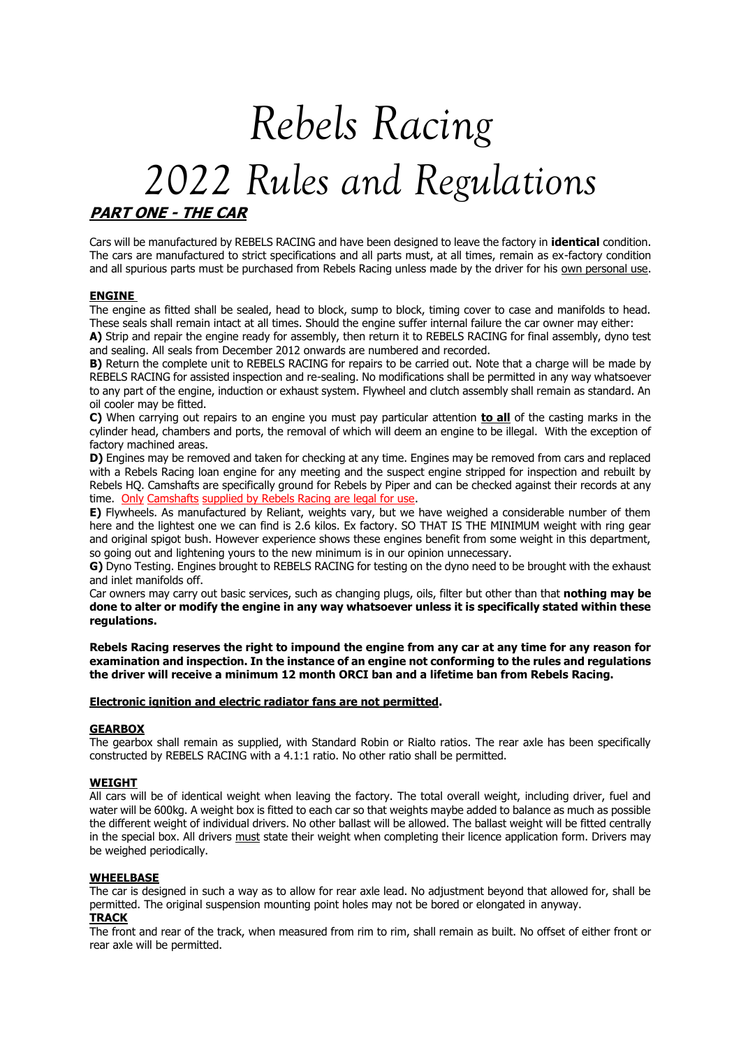# Rebels Racing
# 2022 Rules and Regulations

## PART ONE - THE CAR

Cars will be manufactured by REBELS RACING and have been designed to leave the factory in **identical** condition. The cars are manufactured to strict specifications and all parts must, at all times, remain as ex-factory condition and all spurious parts must be purchased from Rebels Racing unless made by the driver for his own personal use.

### ENGINE

The engine as fitted shall be sealed, head to block, sump to block, timing cover to case and manifolds to head. These seals shall remain intact at all times. Should the engine suffer internal failure the car owner may either:

**A)** Strip and repair the engine ready for assembly, then return it to REBELS RACING for final assembly, dyno test and sealing. All seals from December 2012 onwards are numbered and recorded.

**B)** Return the complete unit to REBELS RACING for repairs to be carried out. Note that a charge will be made by REBELS RACING for assisted inspection and re-sealing. No modifications shall be permitted in any way whatsoever to any part of the engine, induction or exhaust system. Flywheel and clutch assembly shall remain as standard. An oil cooler may be fitted.

**C)** When carrying out repairs to an engine you must pay particular attention **to all** of the casting marks in the cylinder head, chambers and ports, the removal of which will deem an engine to be illegal. With the exception of factory machined areas.

**D)** Engines may be removed and taken for checking at any time. Engines may be removed from cars and replaced with a Rebels Racing loan engine for any meeting and the suspect engine stripped for inspection and rebuilt by Rebels HQ. Camshafts are specifically ground for Rebels by Piper and can be checked against their records at any time. Only Camshafts supplied by Rebels Racing are legal for use.

**E)** Flywheels. As manufactured by Reliant, weights vary, but we have weighed a considerable number of them here and the lightest one we can find is 2.6 kilos. Ex factory. SO THAT IS THE MINIMUM weight with ring gear and original spigot bush. However experience shows these engines benefit from some weight in this department, so going out and lightening yours to the new minimum is in our opinion unnecessary.

**G)** Dyno Testing. Engines brought to REBELS RACING for testing on the dyno need to be brought with the exhaust and inlet manifolds off.

Car owners may carry out basic services, such as changing plugs, oils, filter but other than that **nothing may be done to alter or modify the engine in any way whatsoever unless it is specifically stated within these regulations.**

**Rebels Racing reserves the right to impound the engine from any car at any time for any reason for examination and inspection. In the instance of an engine not conforming to the rules and regulations the driver will receive a minimum 12 month ORCI ban and a lifetime ban from Rebels Racing.**

**Electronic ignition and electric radiator fans are not permitted.**

### GEARBOX

The gearbox shall remain as supplied, with Standard Robin or Rialto ratios. The rear axle has been specifically constructed by REBELS RACING with a 4.1:1 ratio. No other ratio shall be permitted.

### WEIGHT

All cars will be of identical weight when leaving the factory. The total overall weight, including driver, fuel and water will be 600kg. A weight box is fitted to each car so that weights maybe added to balance as much as possible the different weight of individual drivers. No other ballast will be allowed. The ballast weight will be fitted centrally in the special box. All drivers must state their weight when completing their licence application form. Drivers may be weighed periodically.

### WHEELBASE

The car is designed in such a way as to allow for rear axle lead. No adjustment beyond that allowed for, shall be permitted. The original suspension mounting point holes may not be bored or elongated in anyway.

### TRACK

The front and rear of the track, when measured from rim to rim, shall remain as built. No offset of either front or rear axle will be permitted.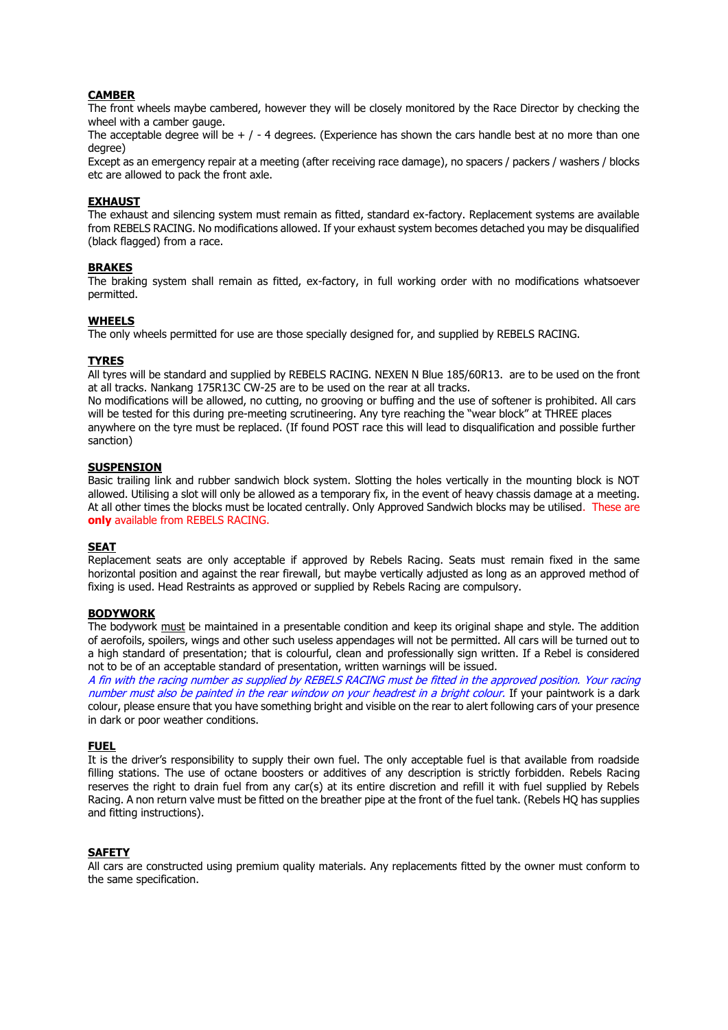## CAMBER

The front wheels maybe cambered, however they will be closely monitored by the Race Director by checking the wheel with a camber gauge.

The acceptable degree will be + / - 4 degrees. (Experience has shown the cars handle best at no more than one degree)

Except as an emergency repair at a meeting (after receiving race damage), no spacers / packers / washers / blocks etc are allowed to pack the front axle.

## EXHAUST

The exhaust and silencing system must remain as fitted, standard ex-factory. Replacement systems are available from REBELS RACING. No modifications allowed. If your exhaust system becomes detached you may be disqualified (black flagged) from a race.

## BRAKES

The braking system shall remain as fitted, ex-factory, in full working order with no modifications whatsoever permitted.

## WHEELS

The only wheels permitted for use are those specially designed for, and supplied by REBELS RACING.

## TYRES

All tyres will be standard and supplied by REBELS RACING. NEXEN N Blue 185/60R13. are to be used on the front at all tracks. Nankang 175R13C CW-25 are to be used on the rear at all tracks.

No modifications will be allowed, no cutting, no grooving or buffing and the use of softener is prohibited. All cars will be tested for this during pre-meeting scrutineering. Any tyre reaching the "wear block" at THREE places anywhere on the tyre must be replaced. (If found POST race this will lead to disqualification and possible further sanction)

## SUSPENSION

Basic trailing link and rubber sandwich block system. Slotting the holes vertically in the mounting block is NOT allowed. Utilising a slot will only be allowed as a temporary fix, in the event of heavy chassis damage at a meeting. At all other times the blocks must be located centrally. Only Approved Sandwich blocks may be utilised. These are **only** available from REBELS RACING.

## SEAT

Replacement seats are only acceptable if approved by Rebels Racing. Seats must remain fixed in the same horizontal position and against the rear firewall, but maybe vertically adjusted as long as an approved method of fixing is used. Head Restraints as approved or supplied by Rebels Racing are compulsory.

## BODYWORK

The bodywork must be maintained in a presentable condition and keep its original shape and style. The addition of aerofoils, spoilers, wings and other such useless appendages will not be permitted. All cars will be turned out to a high standard of presentation; that is colourful, clean and professionally sign written. If a Rebel is considered not to be of an acceptable standard of presentation, written warnings will be issued.

*A fin with the racing number as supplied by REBELS RACING must be fitted in the approved position. Your racing number must also be painted in the rear window on your headrest in a bright colour.* If your paintwork is a dark colour, please ensure that you have something bright and visible on the rear to alert following cars of your presence in dark or poor weather conditions.

## FUEL

It is the driver's responsibility to supply their own fuel. The only acceptable fuel is that available from roadside filling stations. The use of octane boosters or additives of any description is strictly forbidden. Rebels Racing reserves the right to drain fuel from any car(s) at its entire discretion and refill it with fuel supplied by Rebels Racing. A non return valve must be fitted on the breather pipe at the front of the fuel tank. (Rebels HQ has supplies and fitting instructions).

## SAFETY

All cars are constructed using premium quality materials. Any replacements fitted by the owner must conform to the same specification.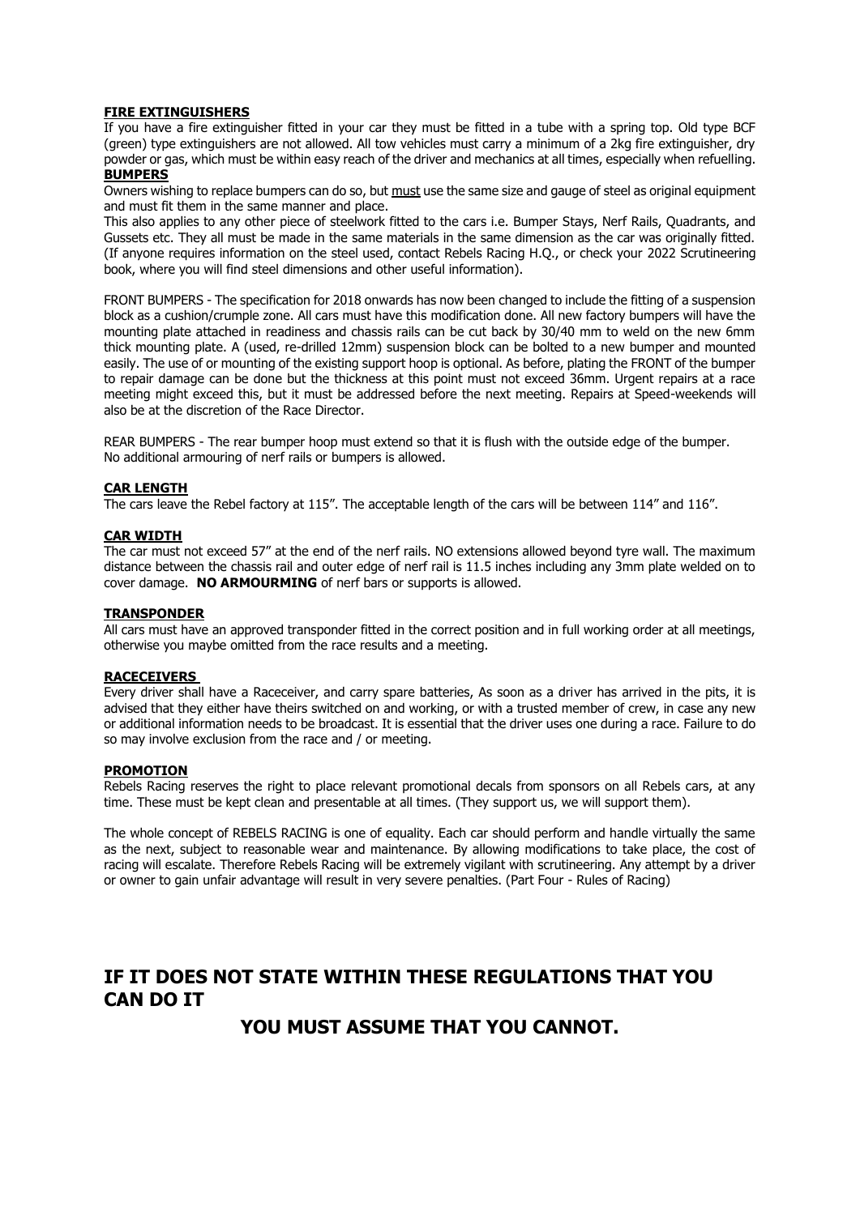**FIRE EXTINGUISHERS**

If you have a fire extinguisher fitted in your car they must be fitted in a tube with a spring top. Old type BCF (green) type extinguishers are not allowed. All tow vehicles must carry a minimum of a 2kg fire extinguisher, dry powder or gas, which must be within easy reach of the driver and mechanics at all times, especially when refuelling.

**BUMPERS**

Owners wishing to replace bumpers can do so, but must use the same size and gauge of steel as original equipment and must fit them in the same manner and place.

This also applies to any other piece of steelwork fitted to the cars i.e. Bumper Stays, Nerf Rails, Quadrants, and Gussets etc. They all must be made in the same materials in the same dimension as the car was originally fitted. (If anyone requires information on the steel used, contact Rebels Racing H.Q., or check your 2022 Scrutineering book, where you will find steel dimensions and other useful information).

FRONT BUMPERS - The specification for 2018 onwards has now been changed to include the fitting of a suspension block as a cushion/crumple zone. All cars must have this modification done. All new factory bumpers will have the mounting plate attached in readiness and chassis rails can be cut back by 30/40 mm to weld on the new 6mm thick mounting plate. A (used, re-drilled 12mm) suspension block can be bolted to a new bumper and mounted easily. The use of or mounting of the existing support hoop is optional. As before, plating the FRONT of the bumper to repair damage can be done but the thickness at this point must not exceed 36mm. Urgent repairs at a race meeting might exceed this, but it must be addressed before the next meeting. Repairs at Speed-weekends will also be at the discretion of the Race Director.

REAR BUMPERS - The rear bumper hoop must extend so that it is flush with the outside edge of the bumper. No additional armouring of nerf rails or bumpers is allowed.

**CAR LENGTH**

The cars leave the Rebel factory at 115". The acceptable length of the cars will be between 114" and 116".

**CAR WIDTH**

The car must not exceed 57" at the end of the nerf rails. NO extensions allowed beyond tyre wall. The maximum distance between the chassis rail and outer edge of nerf rail is 11.5 inches including any 3mm plate welded on to cover damage. **NO ARMOURMING** of nerf bars or supports is allowed.

**TRANSPONDER**

All cars must have an approved transponder fitted in the correct position and in full working order at all meetings, otherwise you maybe omitted from the race results and a meeting.

**RACECEIVERS**

Every driver shall have a Raceceiver, and carry spare batteries, As soon as a driver has arrived in the pits, it is advised that they either have theirs switched on and working, or with a trusted member of crew, in case any new or additional information needs to be broadcast. It is essential that the driver uses one during a race. Failure to do so may involve exclusion from the race and / or meeting.

**PROMOTION**

Rebels Racing reserves the right to place relevant promotional decals from sponsors on all Rebels cars, at any time. These must be kept clean and presentable at all times. (They support us, we will support them).

The whole concept of REBELS RACING is one of equality. Each car should perform and handle virtually the same as the next, subject to reasonable wear and maintenance. By allowing modifications to take place, the cost of racing will escalate. Therefore Rebels Racing will be extremely vigilant with scrutineering. Any attempt by a driver or owner to gain unfair advantage will result in very severe penalties. (Part Four - Rules of Racing)

## IF IT DOES NOT STATE WITHIN THESE REGULATIONS THAT YOU CAN DO IT

## YOU MUST ASSUME THAT YOU CANNOT.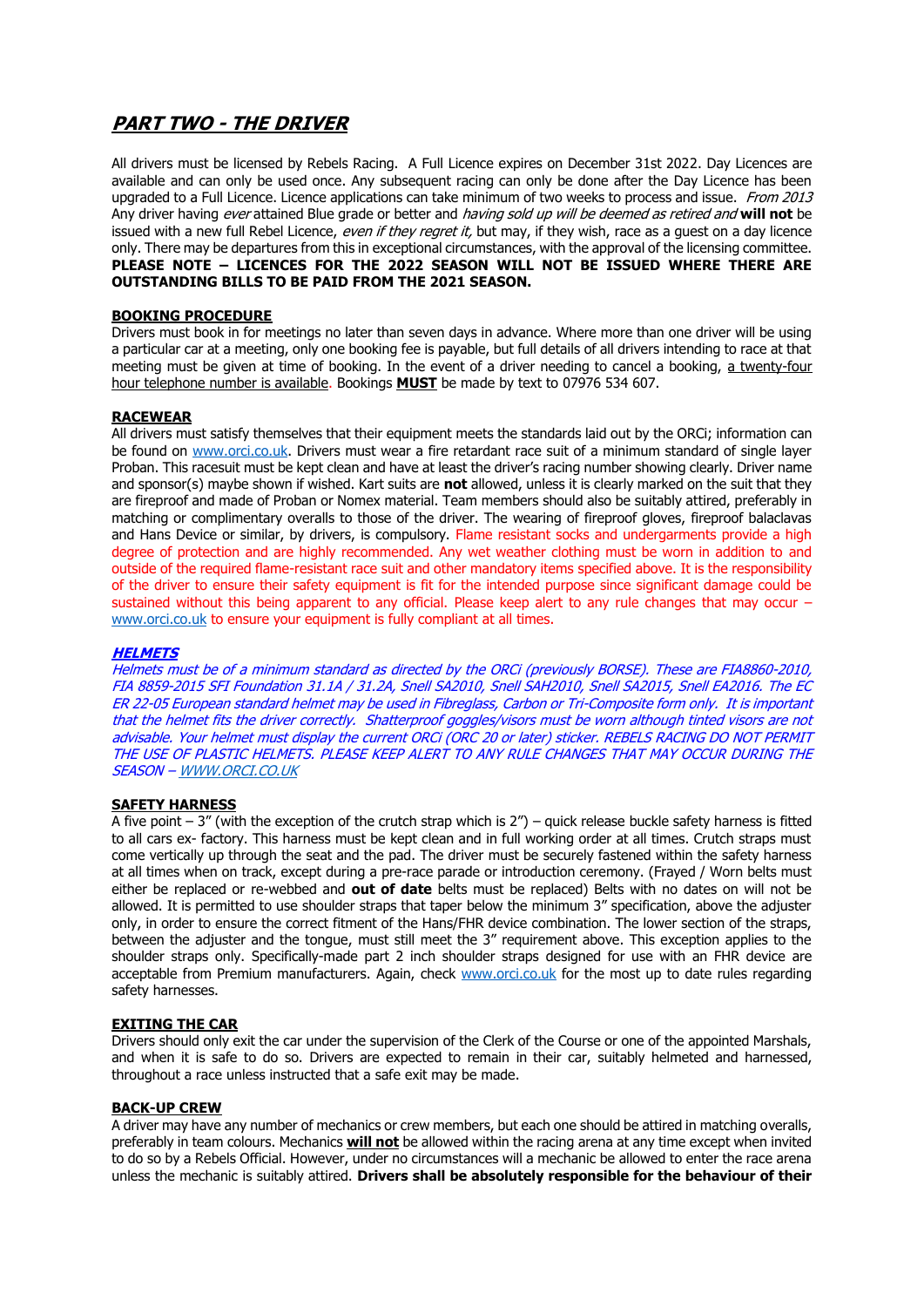# ***PART TWO - THE DRIVER***

All drivers must be licensed by Rebels Racing. A Full Licence expires on December 31st 2022. Day Licences are available and can only be used once. Any subsequent racing can only be done after the Day Licence has been upgraded to a Full Licence. Licence applications can take minimum of two weeks to process and issue. *From 2013* Any driver having *ever* attained Blue grade or better and *having sold up will be deemed as retired and* **will not** be issued with a new full Rebel Licence, *even if they regret it,* but may, if they wish, race as a guest on a day licence only. There may be departures from this in exceptional circumstances, with the approval of the licensing committee. **PLEASE NOTE – LICENCES FOR THE 2022 SEASON WILL NOT BE ISSUED WHERE THERE ARE OUTSTANDING BILLS TO BE PAID FROM THE 2021 SEASON.**

## BOOKING PROCEDURE

Drivers must book in for meetings no later than seven days in advance. Where more than one driver will be using a particular car at a meeting, only one booking fee is payable, but full details of all drivers intending to race at that meeting must be given at time of booking. In the event of a driver needing to cancel a booking, a twenty-four hour telephone number is available. Bookings **MUST** be made by text to 07976 534 607.

## RACEWEAR

All drivers must satisfy themselves that their equipment meets the standards laid out by the ORCi; information can be found on www.orci.co.uk. Drivers must wear a fire retardant race suit of a minimum standard of single layer Proban. This racesuit must be kept clean and have at least the driver's racing number showing clearly. Driver name and sponsor(s) maybe shown if wished. Kart suits are **not** allowed, unless it is clearly marked on the suit that they are fireproof and made of Proban or Nomex material. Team members should also be suitably attired, preferably in matching or complimentary overalls to those of the driver. The wearing of fireproof gloves, fireproof balaclavas and Hans Device or similar, by drivers, is compulsory. Flame resistant socks and undergarments provide a high degree of protection and are highly recommended. Any wet weather clothing must be worn in addition to and outside of the required flame-resistant race suit and other mandatory items specified above. It is the responsibility of the driver to ensure their safety equipment is fit for the intended purpose since significant damage could be sustained without this being apparent to any official. Please keep alert to any rule changes that may occur – www.orci.co.uk to ensure your equipment is fully compliant at all times.

## ***HELMETS***

*Helmets must be of a minimum standard as directed by the ORCi (previously BORSE). These are FIA8860-2010, FIA 8859-2015 SFI Foundation 31.1A / 31.2A, Snell SA2010, Snell SAH2010, Snell SA2015, Snell EA2016. The EC ER 22-05 European standard helmet may be used in Fibreglass, Carbon or Tri-Composite form only. It is important that the helmet fits the driver correctly. Shatterproof goggles/visors must be worn although tinted visors are not advisable. Your helmet must display the current ORCi (ORC 20 or later) sticker. REBELS RACING DO NOT PERMIT THE USE OF PLASTIC HELMETS. PLEASE KEEP ALERT TO ANY RULE CHANGES THAT MAY OCCUR DURING THE SEASON – WWW.ORCI.CO.UK*

## SAFETY HARNESS

A five point – 3" (with the exception of the crutch strap which is 2") – quick release buckle safety harness is fitted to all cars ex- factory. This harness must be kept clean and in full working order at all times. Crutch straps must come vertically up through the seat and the pad. The driver must be securely fastened within the safety harness at all times when on track, except during a pre-race parade or introduction ceremony. (Frayed / Worn belts must either be replaced or re-webbed and **out of date** belts must be replaced) Belts with no dates on will not be allowed. It is permitted to use shoulder straps that taper below the minimum 3" specification, above the adjuster only, in order to ensure the correct fitment of the Hans/FHR device combination. The lower section of the straps, between the adjuster and the tongue, must still meet the 3" requirement above. This exception applies to the shoulder straps only. Specifically-made part 2 inch shoulder straps designed for use with an FHR device are acceptable from Premium manufacturers. Again, check www.orci.co.uk for the most up to date rules regarding safety harnesses.

## EXITING THE CAR

Drivers should only exit the car under the supervision of the Clerk of the Course or one of the appointed Marshals, and when it is safe to do so. Drivers are expected to remain in their car, suitably helmeted and harnessed, throughout a race unless instructed that a safe exit may be made.

## BACK-UP CREW

A driver may have any number of mechanics or crew members, but each one should be attired in matching overalls, preferably in team colours. Mechanics **will not** be allowed within the racing arena at any time except when invited to do so by a Rebels Official. However, under no circumstances will a mechanic be allowed to enter the race arena unless the mechanic is suitably attired. **Drivers shall be absolutely responsible for the behaviour of their**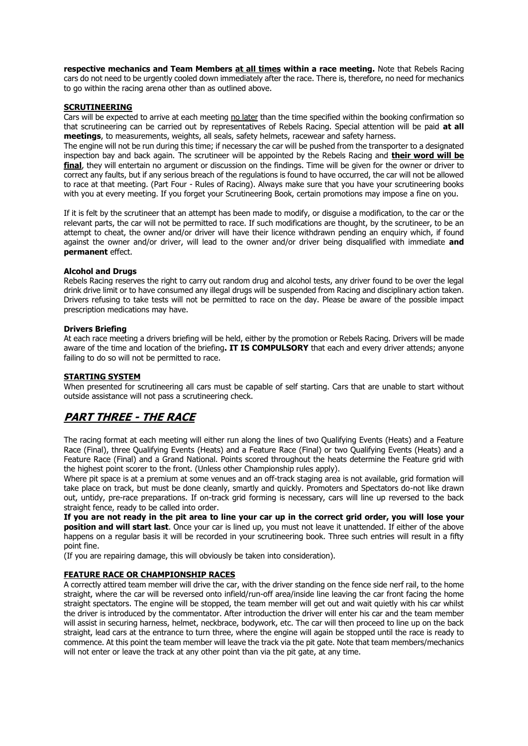**respective mechanics and Team Members at all times within a race meeting.** Note that Rebels Racing cars do not need to be urgently cooled down immediately after the race. There is, therefore, no need for mechanics to go within the racing arena other than as outlined above.

### SCRUTINEERING

Cars will be expected to arrive at each meeting no later than the time specified within the booking confirmation so that scrutineering can be carried out by representatives of Rebels Racing. Special attention will be paid **at all meetings**, to measurements, weights, all seals, safety helmets, racewear and safety harness.

The engine will not be run during this time; if necessary the car will be pushed from the transporter to a designated inspection bay and back again. The scrutineer will be appointed by the Rebels Racing and **their word will be final**, they will entertain no argument or discussion on the findings. Time will be given for the owner or driver to correct any faults, but if any serious breach of the regulations is found to have occurred, the car will not be allowed to race at that meeting. (Part Four - Rules of Racing). Always make sure that you have your scrutineering books with you at every meeting. If you forget your Scrutineering Book, certain promotions may impose a fine on you.

If it is felt by the scrutineer that an attempt has been made to modify, or disguise a modification, to the car or the relevant parts, the car will not be permitted to race. If such modifications are thought, by the scrutineer, to be an attempt to cheat, the owner and/or driver will have their licence withdrawn pending an enquiry which, if found against the owner and/or driver, will lead to the owner and/or driver being disqualified with immediate **and permanent** effect.

#### Alcohol and Drugs

Rebels Racing reserves the right to carry out random drug and alcohol tests, any driver found to be over the legal drink drive limit or to have consumed any illegal drugs will be suspended from Racing and disciplinary action taken. Drivers refusing to take tests will not be permitted to race on the day. Please be aware of the possible impact prescription medications may have.

#### Drivers Briefing

At each race meeting a drivers briefing will be held, either by the promotion or Rebels Racing. Drivers will be made aware of the time and location of the briefing**. IT IS COMPULSORY** that each and every driver attends; anyone failing to do so will not be permitted to race.

### STARTING SYSTEM

When presented for scrutineering all cars must be capable of self starting. Cars that are unable to start without outside assistance will not pass a scrutineering check.

## PART THREE - THE RACE

The racing format at each meeting will either run along the lines of two Qualifying Events (Heats) and a Feature Race (Final), three Qualifying Events (Heats) and a Feature Race (Final) or two Qualifying Events (Heats) and a Feature Race (Final) and a Grand National. Points scored throughout the heats determine the Feature grid with the highest point scorer to the front. (Unless other Championship rules apply).

Where pit space is at a premium at some venues and an off-track staging area is not available, grid formation will take place on track, but must be done cleanly, smartly and quickly. Promoters and Spectators do-not like drawn out, untidy, pre-race preparations. If on-track grid forming is necessary, cars will line up reversed to the back straight fence, ready to be called into order.

**If you are not ready in the pit area to line your car up in the correct grid order, you will lose your position and will start last**. Once your car is lined up, you must not leave it unattended. If either of the above happens on a regular basis it will be recorded in your scrutineering book. Three such entries will result in a fifty point fine.

(If you are repairing damage, this will obviously be taken into consideration).

### FEATURE RACE OR CHAMPIONSHIP RACES

A correctly attired team member will drive the car, with the driver standing on the fence side nerf rail, to the home straight, where the car will be reversed onto infield/run-off area/inside line leaving the car front facing the home straight spectators. The engine will be stopped, the team member will get out and wait quietly with his car whilst the driver is introduced by the commentator. After introduction the driver will enter his car and the team member will assist in securing harness, helmet, neckbrace, bodywork, etc. The car will then proceed to line up on the back straight, lead cars at the entrance to turn three, where the engine will again be stopped until the race is ready to commence. At this point the team member will leave the track via the pit gate. Note that team members/mechanics will not enter or leave the track at any other point than via the pit gate, at any time.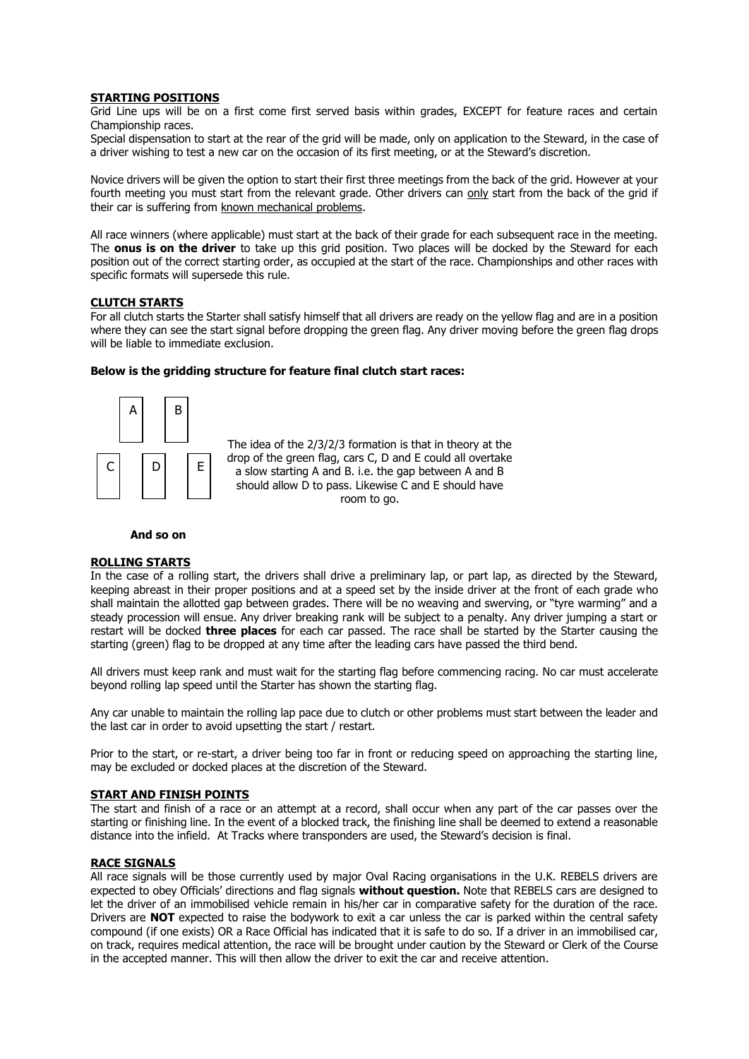## STARTING POSITIONS

Grid Line ups will be on a first come first served basis within grades, EXCEPT for feature races and certain Championship races.

Special dispensation to start at the rear of the grid will be made, only on application to the Steward, in the case of a driver wishing to test a new car on the occasion of its first meeting, or at the Steward's discretion.

Novice drivers will be given the option to start their first three meetings from the back of the grid. However at your fourth meeting you must start from the relevant grade. Other drivers can only start from the back of the grid if their car is suffering from known mechanical problems.

All race winners (where applicable) must start at the back of their grade for each subsequent race in the meeting. The **onus is on the driver** to take up this grid position. Two places will be docked by the Steward for each position out of the correct starting order, as occupied at the start of the race. Championships and other races with specific formats will supersede this rule.

## CLUTCH STARTS

For all clutch starts the Starter shall satisfy himself that all drivers are ready on the yellow flag and are in a position where they can see the start signal before dropping the green flag. Any driver moving before the green flag drops will be liable to immediate exclusion.

**Below is the gridding structure for feature final clutch start races:**

```
    A     B
 C     D     E
```

The idea of the 2/3/2/3 formation is that in theory at the drop of the green flag, cars C, D and E could all overtake a slow starting A and B. i.e. the gap between A and B should allow D to pass. Likewise C and E should have room to go.

**And so on**

## ROLLING STARTS

In the case of a rolling start, the drivers shall drive a preliminary lap, or part lap, as directed by the Steward, keeping abreast in their proper positions and at a speed set by the inside driver at the front of each grade who shall maintain the allotted gap between grades. There will be no weaving and swerving, or "tyre warming" and a steady procession will ensue. Any driver breaking rank will be subject to a penalty. Any driver jumping a start or restart will be docked **three places** for each car passed. The race shall be started by the Starter causing the starting (green) flag to be dropped at any time after the leading cars have passed the third bend.

All drivers must keep rank and must wait for the starting flag before commencing racing. No car must accelerate beyond rolling lap speed until the Starter has shown the starting flag.

Any car unable to maintain the rolling lap pace due to clutch or other problems must start between the leader and the last car in order to avoid upsetting the start / restart.

Prior to the start, or re-start, a driver being too far in front or reducing speed on approaching the starting line, may be excluded or docked places at the discretion of the Steward.

## START AND FINISH POINTS

The start and finish of a race or an attempt at a record, shall occur when any part of the car passes over the starting or finishing line. In the event of a blocked track, the finishing line shall be deemed to extend a reasonable distance into the infield. At Tracks where transponders are used, the Steward's decision is final.

## RACE SIGNALS

All race signals will be those currently used by major Oval Racing organisations in the U.K. REBELS drivers are expected to obey Officials' directions and flag signals **without question.** Note that REBELS cars are designed to let the driver of an immobilised vehicle remain in his/her car in comparative safety for the duration of the race. Drivers are **NOT** expected to raise the bodywork to exit a car unless the car is parked within the central safety compound (if one exists) OR a Race Official has indicated that it is safe to do so. If a driver in an immobilised car, on track, requires medical attention, the race will be brought under caution by the Steward or Clerk of the Course in the accepted manner. This will then allow the driver to exit the car and receive attention.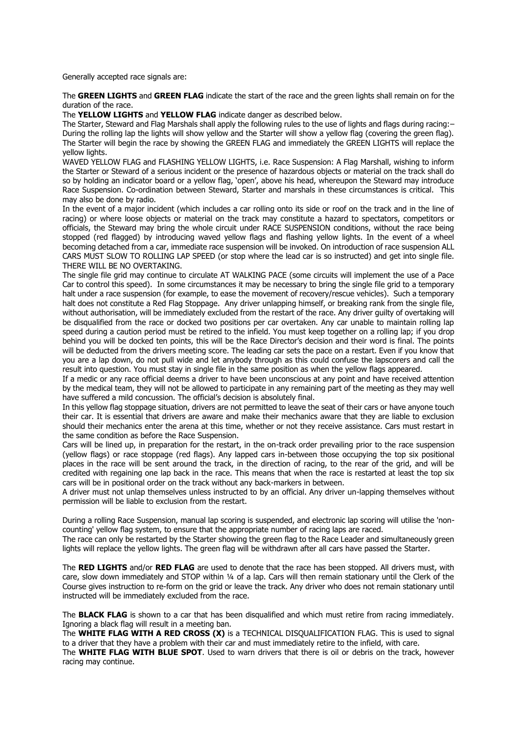Generally accepted race signals are:

The **GREEN LIGHTS** and **GREEN FLAG** indicate the start of the race and the green lights shall remain on for the duration of the race.

The **YELLOW LIGHTS** and **YELLOW FLAG** indicate danger as described below.

The Starter, Steward and Flag Marshals shall apply the following rules to the use of lights and flags during racing:– During the rolling lap the lights will show yellow and the Starter will show a yellow flag (covering the green flag). The Starter will begin the race by showing the GREEN FLAG and immediately the GREEN LIGHTS will replace the yellow lights.

WAVED YELLOW FLAG and FLASHING YELLOW LIGHTS, i.e. Race Suspension: A Flag Marshall, wishing to inform the Starter or Steward of a serious incident or the presence of hazardous objects or material on the track shall do so by holding an indicator board or a yellow flag, 'open', above his head, whereupon the Steward may introduce Race Suspension. Co-ordination between Steward, Starter and marshals in these circumstances is critical. This may also be done by radio.

In the event of a major incident (which includes a car rolling onto its side or roof on the track and in the line of racing) or where loose objects or material on the track may constitute a hazard to spectators, competitors or officials, the Steward may bring the whole circuit under RACE SUSPENSION conditions, without the race being stopped (red flagged) by introducing waved yellow flags and flashing yellow lights. In the event of a wheel becoming detached from a car, immediate race suspension will be invoked. On introduction of race suspension ALL CARS MUST SLOW TO ROLLING LAP SPEED (or stop where the lead car is so instructed) and get into single file. THERE WILL BE NO OVERTAKING.

The single file grid may continue to circulate AT WALKING PACE (some circuits will implement the use of a Pace Car to control this speed). In some circumstances it may be necessary to bring the single file grid to a temporary halt under a race suspension (for example, to ease the movement of recovery/rescue vehicles). Such a temporary halt does not constitute a Red Flag Stoppage. Any driver unlapping himself, or breaking rank from the single file, without authorisation, will be immediately excluded from the restart of the race. Any driver guilty of overtaking will be disqualified from the race or docked two positions per car overtaken. Any car unable to maintain rolling lap speed during a caution period must be retired to the infield. You must keep together on a rolling lap; if you drop behind you will be docked ten points, this will be the Race Director's decision and their word is final. The points will be deducted from the drivers meeting score. The leading car sets the pace on a restart. Even if you know that you are a lap down, do not pull wide and let anybody through as this could confuse the lapscorers and call the result into question. You must stay in single file in the same position as when the yellow flags appeared.

If a medic or any race official deems a driver to have been unconscious at any point and have received attention by the medical team, they will not be allowed to participate in any remaining part of the meeting as they may well have suffered a mild concussion. The official's decision is absolutely final.

In this yellow flag stoppage situation, drivers are not permitted to leave the seat of their cars or have anyone touch their car. It is essential that drivers are aware and make their mechanics aware that they are liable to exclusion should their mechanics enter the arena at this time, whether or not they receive assistance. Cars must restart in the same condition as before the Race Suspension.

Cars will be lined up, in preparation for the restart, in the on-track order prevailing prior to the race suspension (yellow flags) or race stoppage (red flags). Any lapped cars in-between those occupying the top six positional places in the race will be sent around the track, in the direction of racing, to the rear of the grid, and will be credited with regaining one lap back in the race. This means that when the race is restarted at least the top six cars will be in positional order on the track without any back-markers in between.

A driver must not unlap themselves unless instructed to by an official. Any driver un-lapping themselves without permission will be liable to exclusion from the restart.

During a rolling Race Suspension, manual lap scoring is suspended, and electronic lap scoring will utilise the 'non-counting' yellow flag system, to ensure that the appropriate number of racing laps are raced.

The race can only be restarted by the Starter showing the green flag to the Race Leader and simultaneously green lights will replace the yellow lights. The green flag will be withdrawn after all cars have passed the Starter.

The **RED LIGHTS** and/or **RED FLAG** are used to denote that the race has been stopped. All drivers must, with care, slow down immediately and STOP within ¼ of a lap. Cars will then remain stationary until the Clerk of the Course gives instruction to re-form on the grid or leave the track. Any driver who does not remain stationary until instructed will be immediately excluded from the race.

The **BLACK FLAG** is shown to a car that has been disqualified and which must retire from racing immediately. Ignoring a black flag will result in a meeting ban.

The **WHITE FLAG WITH A RED CROSS (X)** is a TECHNICAL DISQUALIFICATION FLAG. This is used to signal to a driver that they have a problem with their car and must immediately retire to the infield, with care.

The **WHITE FLAG WITH BLUE SPOT**. Used to warn drivers that there is oil or debris on the track, however racing may continue.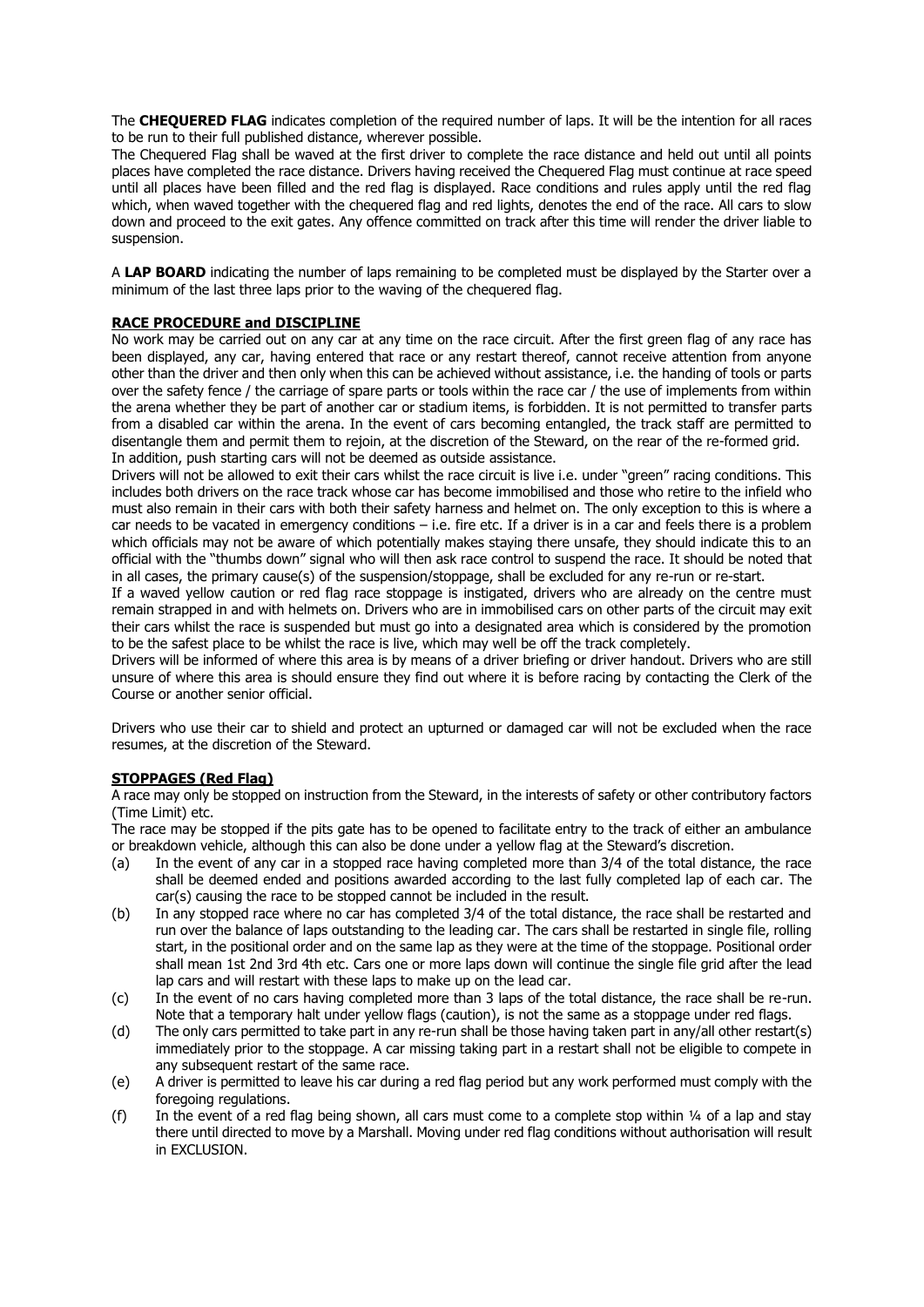The **CHEQUERED FLAG** indicates completion of the required number of laps. It will be the intention for all races to be run to their full published distance, wherever possible.

The Chequered Flag shall be waved at the first driver to complete the race distance and held out until all points places have completed the race distance. Drivers having received the Chequered Flag must continue at race speed until all places have been filled and the red flag is displayed. Race conditions and rules apply until the red flag which, when waved together with the chequered flag and red lights, denotes the end of the race. All cars to slow down and proceed to the exit gates. Any offence committed on track after this time will render the driver liable to suspension.

A **LAP BOARD** indicating the number of laps remaining to be completed must be displayed by the Starter over a minimum of the last three laps prior to the waving of the chequered flag.

## RACE PROCEDURE and DISCIPLINE

No work may be carried out on any car at any time on the race circuit. After the first green flag of any race has been displayed, any car, having entered that race or any restart thereof, cannot receive attention from anyone other than the driver and then only when this can be achieved without assistance, i.e. the handing of tools or parts over the safety fence / the carriage of spare parts or tools within the race car / the use of implements from within the arena whether they be part of another car or stadium items, is forbidden. It is not permitted to transfer parts from a disabled car within the arena. In the event of cars becoming entangled, the track staff are permitted to disentangle them and permit them to rejoin, at the discretion of the Steward, on the rear of the re-formed grid. In addition, push starting cars will not be deemed as outside assistance.

Drivers will not be allowed to exit their cars whilst the race circuit is live i.e. under "green" racing conditions. This includes both drivers on the race track whose car has become immobilised and those who retire to the infield who must also remain in their cars with both their safety harness and helmet on. The only exception to this is where a car needs to be vacated in emergency conditions – i.e. fire etc. If a driver is in a car and feels there is a problem which officials may not be aware of which potentially makes staying there unsafe, they should indicate this to an official with the "thumbs down" signal who will then ask race control to suspend the race. It should be noted that in all cases, the primary cause(s) of the suspension/stoppage, shall be excluded for any re-run or re-start.

If a waved yellow caution or red flag race stoppage is instigated, drivers who are already on the centre must remain strapped in and with helmets on. Drivers who are in immobilised cars on other parts of the circuit may exit their cars whilst the race is suspended but must go into a designated area which is considered by the promotion to be the safest place to be whilst the race is live, which may well be off the track completely.

Drivers will be informed of where this area is by means of a driver briefing or driver handout. Drivers who are still unsure of where this area is should ensure they find out where it is before racing by contacting the Clerk of the Course or another senior official.

Drivers who use their car to shield and protect an upturned or damaged car will not be excluded when the race resumes, at the discretion of the Steward.

## STOPPAGES (Red Flag)

A race may only be stopped on instruction from the Steward, in the interests of safety or other contributory factors (Time Limit) etc.

The race may be stopped if the pits gate has to be opened to facilitate entry to the track of either an ambulance or breakdown vehicle, although this can also be done under a yellow flag at the Steward's discretion.

(a) In the event of any car in a stopped race having completed more than 3/4 of the total distance, the race shall be deemed ended and positions awarded according to the last fully completed lap of each car. The car(s) causing the race to be stopped cannot be included in the result.

(b) In any stopped race where no car has completed 3/4 of the total distance, the race shall be restarted and run over the balance of laps outstanding to the leading car. The cars shall be restarted in single file, rolling start, in the positional order and on the same lap as they were at the time of the stoppage. Positional order shall mean 1st 2nd 3rd 4th etc. Cars one or more laps down will continue the single file grid after the lead lap cars and will restart with these laps to make up on the lead car.

(c) In the event of no cars having completed more than 3 laps of the total distance, the race shall be re-run. Note that a temporary halt under yellow flags (caution), is not the same as a stoppage under red flags.

(d) The only cars permitted to take part in any re-run shall be those having taken part in any/all other restart(s) immediately prior to the stoppage. A car missing taking part in a restart shall not be eligible to compete in any subsequent restart of the same race.

(e) A driver is permitted to leave his car during a red flag period but any work performed must comply with the foregoing regulations.

(f) In the event of a red flag being shown, all cars must come to a complete stop within ¼ of a lap and stay there until directed to move by a Marshall. Moving under red flag conditions without authorisation will result in EXCLUSION.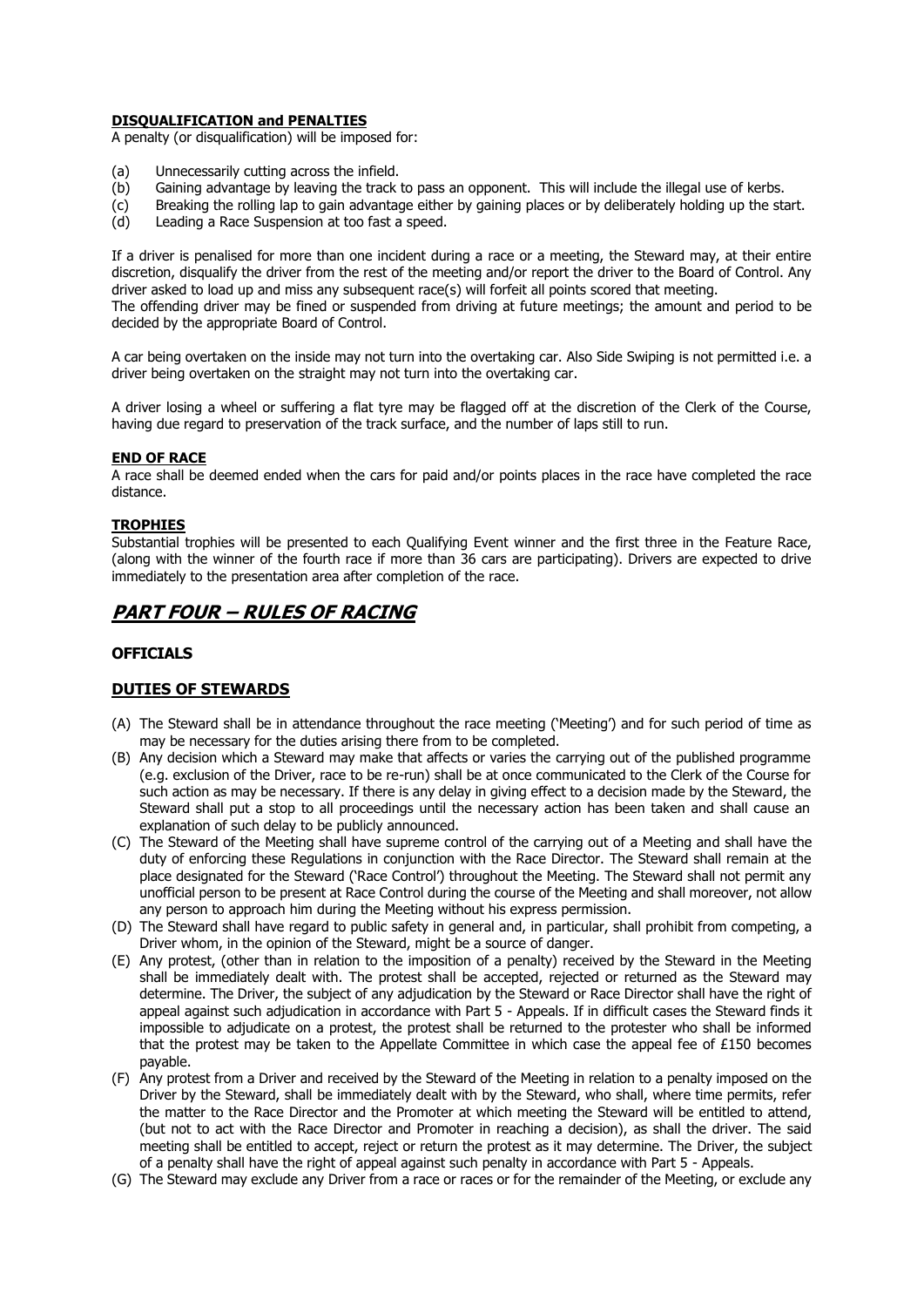#### DISQUALIFICATION and PENALTIES

A penalty (or disqualification) will be imposed for:

(a) Unnecessarily cutting across the infield.
(b) Gaining advantage by leaving the track to pass an opponent. This will include the illegal use of kerbs.
(c) Breaking the rolling lap to gain advantage either by gaining places or by deliberately holding up the start.
(d) Leading a Race Suspension at too fast a speed.

If a driver is penalised for more than one incident during a race or a meeting, the Steward may, at their entire discretion, disqualify the driver from the rest of the meeting and/or report the driver to the Board of Control. Any driver asked to load up and miss any subsequent race(s) will forfeit all points scored that meeting.
The offending driver may be fined or suspended from driving at future meetings; the amount and period to be decided by the appropriate Board of Control.

A car being overtaken on the inside may not turn into the overtaking car. Also Side Swiping is not permitted i.e. a driver being overtaken on the straight may not turn into the overtaking car.

A driver losing a wheel or suffering a flat tyre may be flagged off at the discretion of the Clerk of the Course, having due regard to preservation of the track surface, and the number of laps still to run.

#### END OF RACE

A race shall be deemed ended when the cars for paid and/or points places in the race have completed the race distance.

#### TROPHIES

Substantial trophies will be presented to each Qualifying Event winner and the first three in the Feature Race, (along with the winner of the fourth race if more than 36 cars are participating). Drivers are expected to drive immediately to the presentation area after completion of the race.

# *PART FOUR – RULES OF RACING*

### OFFICIALS

### DUTIES OF STEWARDS

(A) The Steward shall be in attendance throughout the race meeting ('Meeting') and for such period of time as may be necessary for the duties arising there from to be completed.
(B) Any decision which a Steward may make that affects or varies the carrying out of the published programme (e.g. exclusion of the Driver, race to be re-run) shall be at once communicated to the Clerk of the Course for such action as may be necessary. If there is any delay in giving effect to a decision made by the Steward, the Steward shall put a stop to all proceedings until the necessary action has been taken and shall cause an explanation of such delay to be publicly announced.
(C) The Steward of the Meeting shall have supreme control of the carrying out of a Meeting and shall have the duty of enforcing these Regulations in conjunction with the Race Director. The Steward shall remain at the place designated for the Steward ('Race Control') throughout the Meeting. The Steward shall not permit any unofficial person to be present at Race Control during the course of the Meeting and shall moreover, not allow any person to approach him during the Meeting without his express permission.
(D) The Steward shall have regard to public safety in general and, in particular, shall prohibit from competing, a Driver whom, in the opinion of the Steward, might be a source of danger.
(E) Any protest, (other than in relation to the imposition of a penalty) received by the Steward in the Meeting shall be immediately dealt with. The protest shall be accepted, rejected or returned as the Steward may determine. The Driver, the subject of any adjudication by the Steward or Race Director shall have the right of appeal against such adjudication in accordance with Part 5 - Appeals. If in difficult cases the Steward finds it impossible to adjudicate on a protest, the protest shall be returned to the protester who shall be informed that the protest may be taken to the Appellate Committee in which case the appeal fee of £150 becomes payable.
(F) Any protest from a Driver and received by the Steward of the Meeting in relation to a penalty imposed on the Driver by the Steward, shall be immediately dealt with by the Steward, who shall, where time permits, refer the matter to the Race Director and the Promoter at which meeting the Steward will be entitled to attend, (but not to act with the Race Director and Promoter in reaching a decision), as shall the driver. The said meeting shall be entitled to accept, reject or return the protest as it may determine. The Driver, the subject of a penalty shall have the right of appeal against such penalty in accordance with Part 5 - Appeals.
(G) The Steward may exclude any Driver from a race or races or for the remainder of the Meeting, or exclude any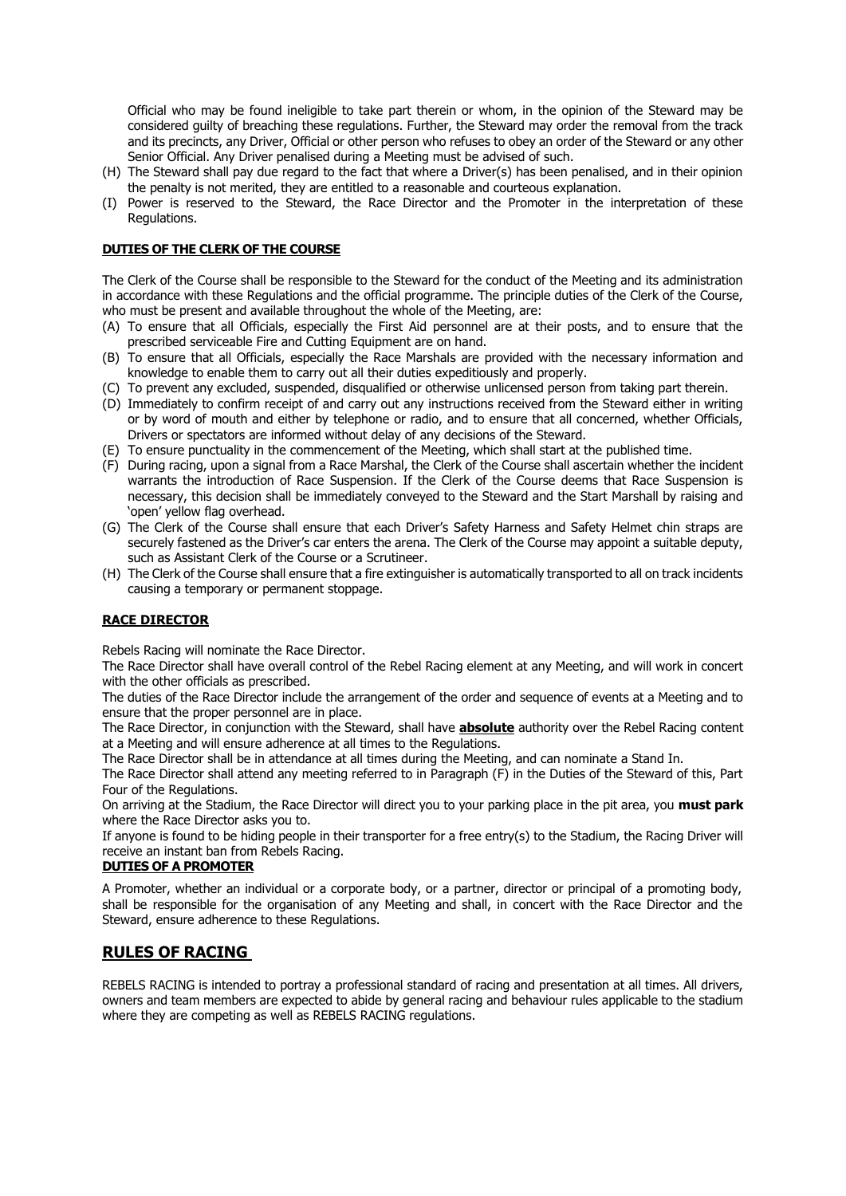Official who may be found ineligible to take part therein or whom, in the opinion of the Steward may be considered guilty of breaching these regulations. Further, the Steward may order the removal from the track and its precincts, any Driver, Official or other person who refuses to obey an order of the Steward or any other Senior Official. Any Driver penalised during a Meeting must be advised of such.

(H) The Steward shall pay due regard to the fact that where a Driver(s) has been penalised, and in their opinion the penalty is not merited, they are entitled to a reasonable and courteous explanation.

(I) Power is reserved to the Steward, the Race Director and the Promoter in the interpretation of these Regulations.

**DUTIES OF THE CLERK OF THE COURSE**

The Clerk of the Course shall be responsible to the Steward for the conduct of the Meeting and its administration in accordance with these Regulations and the official programme. The principle duties of the Clerk of the Course, who must be present and available throughout the whole of the Meeting, are:

(A) To ensure that all Officials, especially the First Aid personnel are at their posts, and to ensure that the prescribed serviceable Fire and Cutting Equipment are on hand.

(B) To ensure that all Officials, especially the Race Marshals are provided with the necessary information and knowledge to enable them to carry out all their duties expeditiously and properly.

(C) To prevent any excluded, suspended, disqualified or otherwise unlicensed person from taking part therein.

(D) Immediately to confirm receipt of and carry out any instructions received from the Steward either in writing or by word of mouth and either by telephone or radio, and to ensure that all concerned, whether Officials, Drivers or spectators are informed without delay of any decisions of the Steward.

(E) To ensure punctuality in the commencement of the Meeting, which shall start at the published time.

(F) During racing, upon a signal from a Race Marshal, the Clerk of the Course shall ascertain whether the incident warrants the introduction of Race Suspension. If the Clerk of the Course deems that Race Suspension is necessary, this decision shall be immediately conveyed to the Steward and the Start Marshall by raising and 'open' yellow flag overhead.

(G) The Clerk of the Course shall ensure that each Driver's Safety Harness and Safety Helmet chin straps are securely fastened as the Driver's car enters the arena. The Clerk of the Course may appoint a suitable deputy, such as Assistant Clerk of the Course or a Scrutineer.

(H) The Clerk of the Course shall ensure that a fire extinguisher is automatically transported to all on track incidents causing a temporary or permanent stoppage.

**RACE DIRECTOR**

Rebels Racing will nominate the Race Director.

The Race Director shall have overall control of the Rebel Racing element at any Meeting, and will work in concert with the other officials as prescribed.

The duties of the Race Director include the arrangement of the order and sequence of events at a Meeting and to ensure that the proper personnel are in place.

The Race Director, in conjunction with the Steward, shall have **absolute** authority over the Rebel Racing content at a Meeting and will ensure adherence at all times to the Regulations.

The Race Director shall be in attendance at all times during the Meeting, and can nominate a Stand In.

The Race Director shall attend any meeting referred to in Paragraph (F) in the Duties of the Steward of this, Part Four of the Regulations.

On arriving at the Stadium, the Race Director will direct you to your parking place in the pit area, you **must park** where the Race Director asks you to.

If anyone is found to be hiding people in their transporter for a free entry(s) to the Stadium, the Racing Driver will receive an instant ban from Rebels Racing.

**DUTIES OF A PROMOTER**

A Promoter, whether an individual or a corporate body, or a partner, director or principal of a promoting body, shall be responsible for the organisation of any Meeting and shall, in concert with the Race Director and the Steward, ensure adherence to these Regulations.

## RULES OF RACING

REBELS RACING is intended to portray a professional standard of racing and presentation at all times. All drivers, owners and team members are expected to abide by general racing and behaviour rules applicable to the stadium where they are competing as well as REBELS RACING regulations.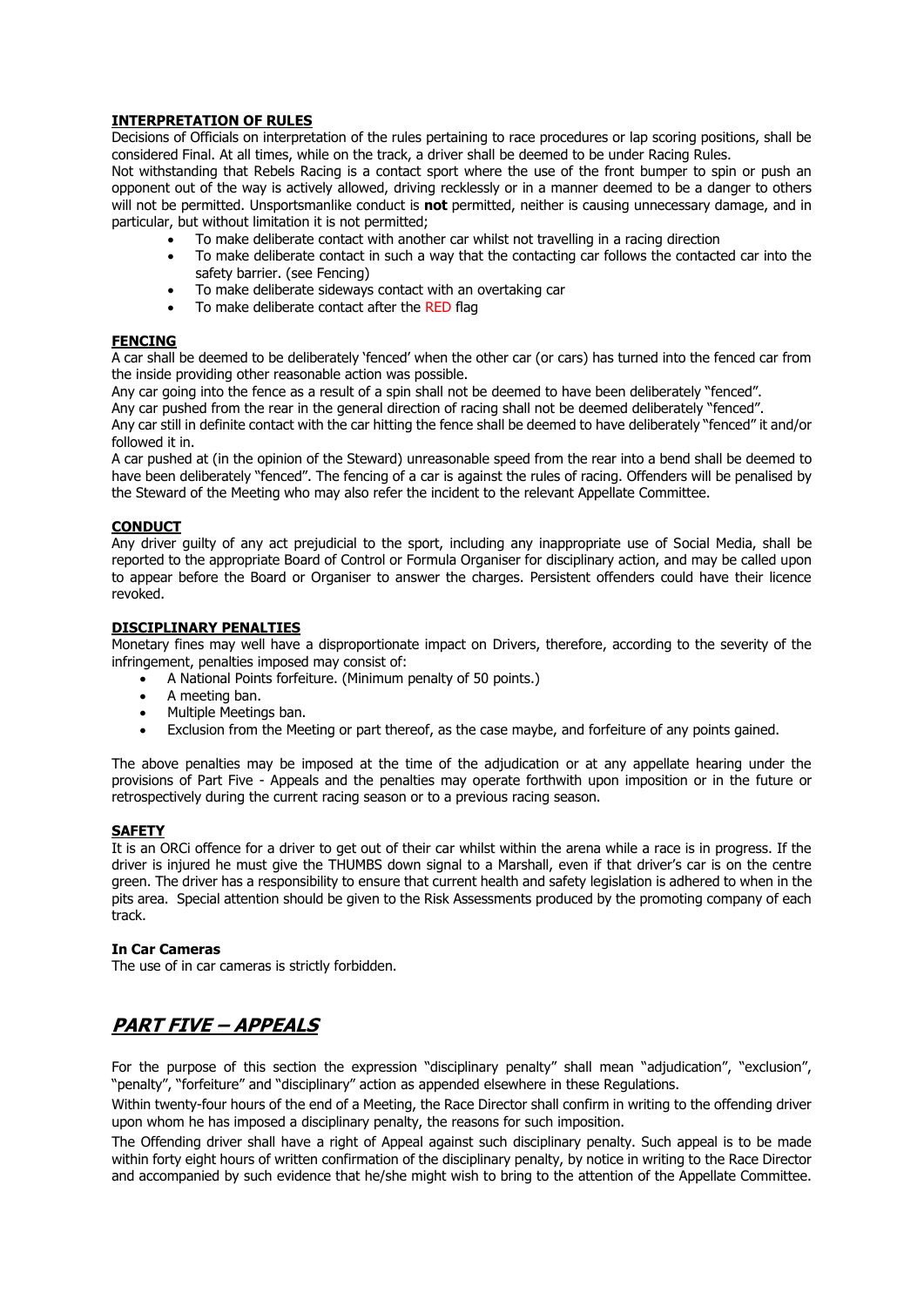**INTERPRETATION OF RULES**

Decisions of Officials on interpretation of the rules pertaining to race procedures or lap scoring positions, shall be considered Final. At all times, while on the track, a driver shall be deemed to be under Racing Rules.

Not withstanding that Rebels Racing is a contact sport where the use of the front bumper to spin or push an opponent out of the way is actively allowed, driving recklessly or in a manner deemed to be a danger to others will not be permitted. Unsportsmanlike conduct is **not** permitted, neither is causing unnecessary damage, and in particular, but without limitation it is not permitted;

- To make deliberate contact with another car whilst not travelling in a racing direction
- To make deliberate contact in such a way that the contacting car follows the contacted car into the safety barrier. (see Fencing)
- To make deliberate sideways contact with an overtaking car
- To make deliberate contact after the RED flag

**FENCING**

A car shall be deemed to be deliberately 'fenced' when the other car (or cars) has turned into the fenced car from the inside providing other reasonable action was possible.

Any car going into the fence as a result of a spin shall not be deemed to have been deliberately "fenced".

Any car pushed from the rear in the general direction of racing shall not be deemed deliberately "fenced".

Any car still in definite contact with the car hitting the fence shall be deemed to have deliberately "fenced" it and/or followed it in.

A car pushed at (in the opinion of the Steward) unreasonable speed from the rear into a bend shall be deemed to have been deliberately "fenced". The fencing of a car is against the rules of racing. Offenders will be penalised by the Steward of the Meeting who may also refer the incident to the relevant Appellate Committee.

**CONDUCT**

Any driver guilty of any act prejudicial to the sport, including any inappropriate use of Social Media, shall be reported to the appropriate Board of Control or Formula Organiser for disciplinary action, and may be called upon to appear before the Board or Organiser to answer the charges. Persistent offenders could have their licence revoked.

**DISCIPLINARY PENALTIES**

Monetary fines may well have a disproportionate impact on Drivers, therefore, according to the severity of the infringement, penalties imposed may consist of:

- A National Points forfeiture. (Minimum penalty of 50 points.)
- A meeting ban.
- Multiple Meetings ban.
- Exclusion from the Meeting or part thereof, as the case maybe, and forfeiture of any points gained.

The above penalties may be imposed at the time of the adjudication or at any appellate hearing under the provisions of Part Five - Appeals and the penalties may operate forthwith upon imposition or in the future or retrospectively during the current racing season or to a previous racing season.

**SAFETY**

It is an ORCi offence for a driver to get out of their car whilst within the arena while a race is in progress. If the driver is injured he must give the THUMBS down signal to a Marshall, even if that driver's car is on the centre green. The driver has a responsibility to ensure that current health and safety legislation is adhered to when in the pits area. Special attention should be given to the Risk Assessments produced by the promoting company of each track.

**In Car Cameras**

The use of in car cameras is strictly forbidden.

## ***PART FIVE – APPEALS***

For the purpose of this section the expression "disciplinary penalty" shall mean "adjudication", "exclusion", "penalty", "forfeiture" and "disciplinary" action as appended elsewhere in these Regulations.

Within twenty-four hours of the end of a Meeting, the Race Director shall confirm in writing to the offending driver upon whom he has imposed a disciplinary penalty, the reasons for such imposition.

The Offending driver shall have a right of Appeal against such disciplinary penalty. Such appeal is to be made within forty eight hours of written confirmation of the disciplinary penalty, by notice in writing to the Race Director and accompanied by such evidence that he/she might wish to bring to the attention of the Appellate Committee.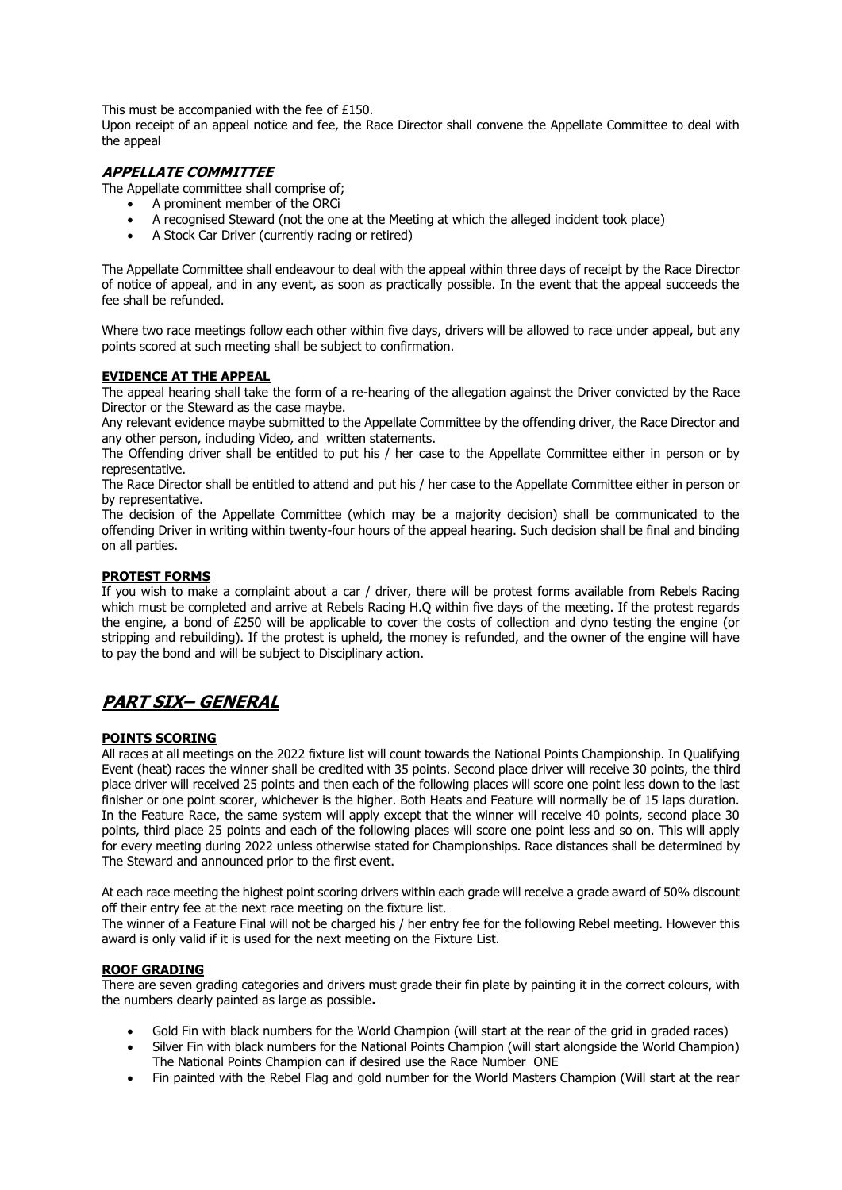This must be accompanied with the fee of £150.

Upon receipt of an appeal notice and fee, the Race Director shall convene the Appellate Committee to deal with the appeal

### *APPELLATE COMMITTEE*

The Appellate committee shall comprise of;

- A prominent member of the ORCi
- A recognised Steward (not the one at the Meeting at which the alleged incident took place)
- A Stock Car Driver (currently racing or retired)

The Appellate Committee shall endeavour to deal with the appeal within three days of receipt by the Race Director of notice of appeal, and in any event, as soon as possible. In the event that the appeal succeeds the fee shall be refunded.

Where two race meetings follow each other within five days, drivers will be allowed to race under appeal, but any points scored at such meeting shall be subject to confirmation.

#### **EVIDENCE AT THE APPEAL**

The appeal hearing shall take the form of a re-hearing of the allegation against the Driver convicted by the Race Director or the Steward as the case maybe.

Any relevant evidence maybe submitted to the Appellate Committee by the offending driver, the Race Director and any other person, including Video, and written statements.

The Offending driver shall be entitled to put his / her case to the Appellate Committee either in person or by representative.

The Race Director shall be entitled to attend and put his / her case to the Appellate Committee either in person or by representative.

The decision of the Appellate Committee (which may be a majority decision) shall be communicated to the offending Driver in writing within twenty-four hours of the appeal hearing. Such decision shall be final and binding on all parties.

#### **PROTEST FORMS**

If you wish to make a complaint about a car / driver, there will be protest forms available from Rebels Racing which must be completed and arrive at Rebels Racing H.Q within five days of the meeting. If the protest regards the engine, a bond of £250 will be applicable to cover the costs of collection and dyno testing the engine (or stripping and rebuilding). If the protest is upheld, the money is refunded, and the owner of the engine will have to pay the bond and will be subject to Disciplinary action.

## ***PART SIX– GENERAL***

#### **POINTS SCORING**

All races at all meetings on the 2022 fixture list will count towards the National Points Championship. In Qualifying Event (heat) races the winner shall be credited with 35 points. Second place driver will receive 30 points, the third place driver will received 25 points and then each of the following places will score one point less down to the last finisher or one point scorer, whichever is the higher. Both Heats and Feature will normally be of 15 laps duration. In the Feature Race, the same system will apply except that the winner will receive 40 points, second place 30 points, third place 25 points and each of the following places will score one point less and so on. This will apply for every meeting during 2022 unless otherwise stated for Championships. Race distances shall be determined by The Steward and announced prior to the first event.

At each race meeting the highest point scoring drivers within each grade will receive a grade award of 50% discount off their entry fee at the next race meeting on the fixture list.

The winner of a Feature Final will not be charged his / her entry fee for the following Rebel meeting. However this award is only valid if it is used for the next meeting on the Fixture List.

#### **ROOF GRADING**

There are seven grading categories and drivers must grade their fin plate by painting it in the correct colours, with the numbers clearly painted as large as possible**.**

- Gold Fin with black numbers for the World Champion (will start at the rear of the grid in graded races)
- Silver Fin with black numbers for the National Points Champion (will start alongside the World Champion) The National Points Champion can if desired use the Race Number ONE
- Fin painted with the Rebel Flag and gold number for the World Masters Champion (Will start at the rear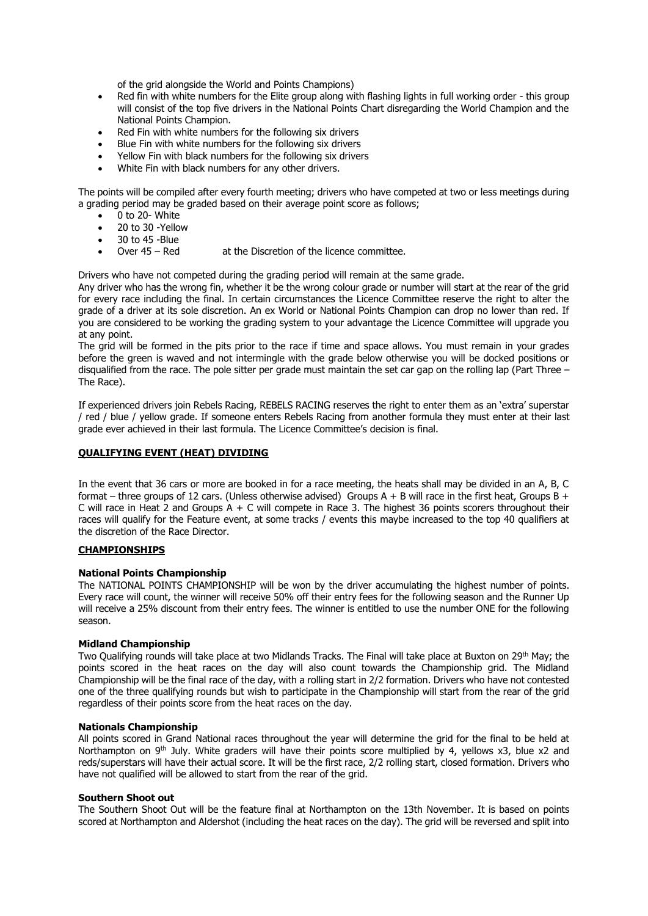of the grid alongside the World and Points Champions)

- Red fin with white numbers for the Elite group along with flashing lights in full working order - this group will consist of the top five drivers in the National Points Chart disregarding the World Champion and the National Points Champion.
- Red Fin with white numbers for the following six drivers
- Blue Fin with white numbers for the following six drivers
- Yellow Fin with black numbers for the following six drivers
- White Fin with black numbers for any other drivers.

The points will be compiled after every fourth meeting; drivers who have competed at two or less meetings during a grading period may be graded based on their average point score as follows;

- 0 to 20- White
- 20 to 30 -Yellow
- 30 to 45 -Blue
- Over 45 – Red at the Discretion of the licence committee.

Drivers who have not competed during the grading period will remain at the same grade.

Any driver who has the wrong fin, whether it be the wrong colour grade or number will start at the rear of the grid for every race including the final. In certain circumstances the Licence Committee reserve the right to alter the grade of a driver at its sole discretion. An ex World or National Points Champion can drop no lower than red. If you are considered to be working the grading system to your advantage the Licence Committee will upgrade you at any point.

The grid will be formed in the pits prior to the race if time and space allows. You must remain in your grades before the green is waved and not intermingle with the grade below otherwise you will be docked positions or disqualified from the race. The pole sitter per grade must maintain the set car gap on the rolling lap (Part Three – The Race).

If experienced drivers join Rebels Racing, REBELS RACING reserves the right to enter them as an 'extra' superstar / red / blue / yellow grade. If someone enters Rebels Racing from another formula they must enter at their last grade ever achieved in their last formula. The Licence Committee's decision is final.

## QUALIFYING EVENT (HEAT) DIVIDING

In the event that 36 cars or more are booked in for a race meeting, the heats shall may be divided in an A, B, C format – three groups of 12 cars. (Unless otherwise advised) Groups A + B will race in the first heat, Groups B + C will race in Heat 2 and Groups A + C will compete in Race 3. The highest 36 points scorers throughout their races will qualify for the Feature event, at some tracks / events this maybe increased to the top 40 qualifiers at the discretion of the Race Director.

## CHAMPIONSHIPS

### National Points Championship

The NATIONAL POINTS CHAMPIONSHIP will be won by the driver accumulating the highest number of points. Every race will count, the winner will receive 50% off their entry fees for the following season and the Runner Up will receive a 25% discount from their entry fees. The winner is entitled to use the number ONE for the following season.

### Midland Championship

Two Qualifying rounds will take place at two Midlands Tracks. The Final will take place at Buxton on 29th May; the points scored in the heat races on the day will also count towards the Championship grid. The Midland Championship will be the final race of the day, with a rolling start in 2/2 formation. Drivers who have not contested one of the three qualifying rounds but wish to participate in the Championship will start from the rear of the grid regardless of their points score from the heat races on the day.

### Nationals Championship

All points scored in Grand National races throughout the year will determine the grid for the final to be held at Northampton on 9th July. White graders will have their points score multiplied by 4, yellows x3, blue x2 and reds/superstars will have their actual score. It will be the first race, 2/2 rolling start, closed formation. Drivers who have not qualified will be allowed to start from the rear of the grid.

### Southern Shoot out

The Southern Shoot Out will be the feature final at Northampton on the 13th November. It is based on points scored at Northampton and Aldershot (including the heat races on the day). The grid will be reversed and split into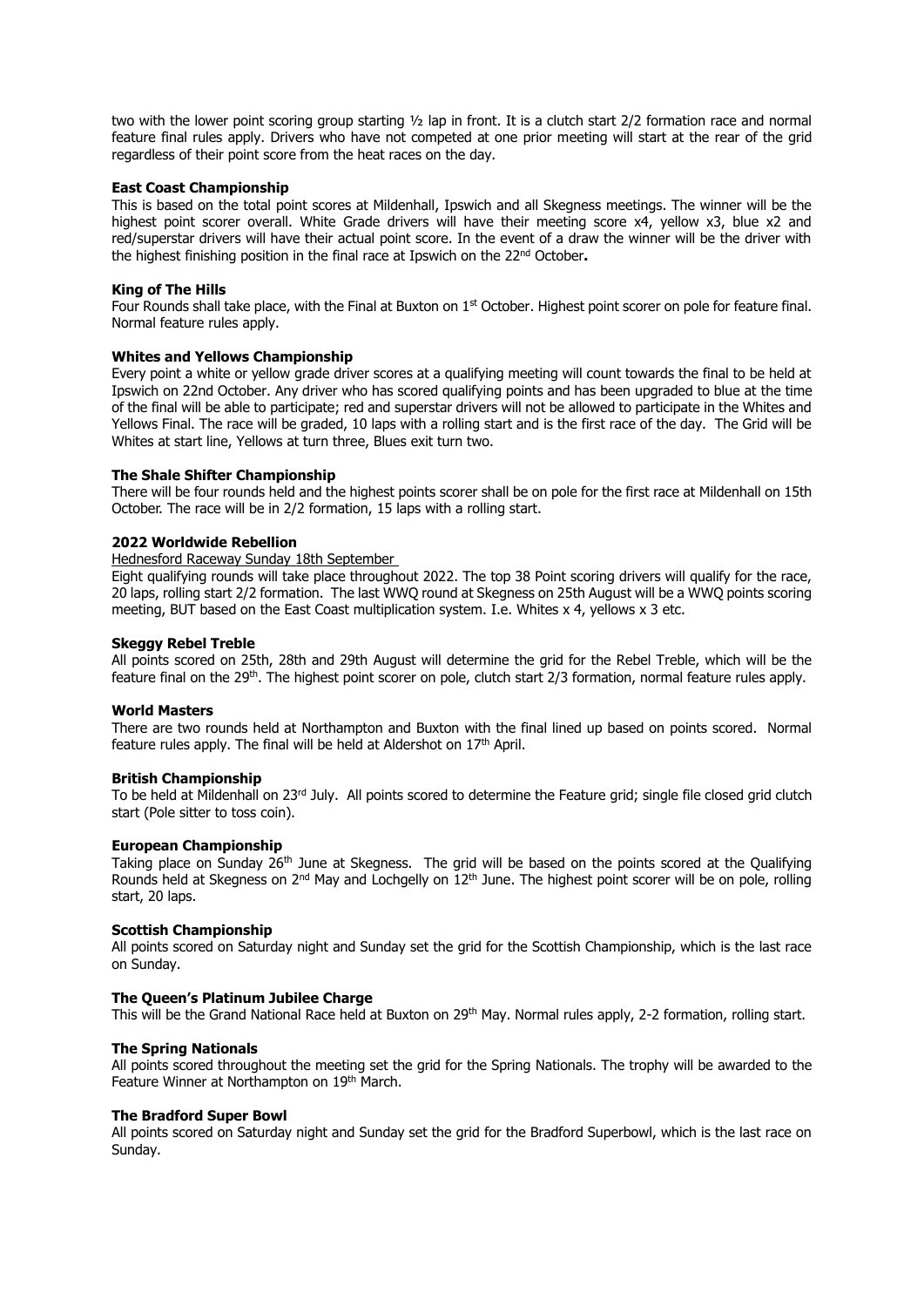two with the lower point scoring group starting ½ lap in front. It is a clutch start 2/2 formation race and normal feature final rules apply. Drivers who have not competed at one prior meeting will start at the rear of the grid regardless of their point score from the heat races on the day.

**East Coast Championship**

This is based on the total point scores at Mildenhall, Ipswich and all Skegness meetings. The winner will be the highest point scorer overall. White Grade drivers will have their meeting score x4, yellow x3, blue x2 and red/superstar drivers will have their actual point score. In the event of a draw the winner will be the driver with the highest finishing position in the final race at Ipswich on the 22nd October**.**

**King of The Hills**

Four Rounds shall take place, with the Final at Buxton on 1st October. Highest point scorer on pole for feature final. Normal feature rules apply.

**Whites and Yellows Championship**

Every point a white or yellow grade driver scores at a qualifying meeting will count towards the final to be held at Ipswich on 22nd October. Any driver who has scored qualifying points and has been upgraded to blue at the time of the final will be able to participate; red and superstar drivers will not be allowed to participate in the Whites and Yellows Final. The race will be graded, 10 laps with a rolling start and is the first race of the day. The Grid will be Whites at start line, Yellows at turn three, Blues exit turn two.

**The Shale Shifter Championship**

There will be four rounds held and the highest points scorer shall be on pole for the first race at Mildenhall on 15th October. The race will be in 2/2 formation, 15 laps with a rolling start.

**2022 Worldwide Rebellion**

Hednesford Raceway Sunday 18th September

Eight qualifying rounds will take place throughout 2022. The top 38 Point scoring drivers will qualify for the race, 20 laps, rolling start 2/2 formation. The last WWQ round at Skegness on 25th August will be a WWQ points scoring meeting, BUT based on the East Coast multiplication system. I.e. Whites x 4, yellows x 3 etc.

**Skeggy Rebel Treble**

All points scored on 25th, 28th and 29th August will determine the grid for the Rebel Treble, which will be the feature final on the 29th. The highest point scorer on pole, clutch start 2/3 formation, normal feature rules apply.

**World Masters**

There are two rounds held at Northampton and Buxton with the final lined up based on points scored. Normal feature rules apply. The final will be held at Aldershot on 17th April.

**British Championship**

To be held at Mildenhall on 23rd July. All points scored to determine the Feature grid; single file closed grid clutch start (Pole sitter to toss coin).

**European Championship**

Taking place on Sunday 26th June at Skegness. The grid will be based on the points scored at the Qualifying Rounds held at Skegness on 2nd May and Lochgelly on 12th June. The highest point scorer will be on pole, rolling start, 20 laps.

**Scottish Championship**

All points scored on Saturday night and Sunday set the grid for the Scottish Championship, which is the last race on Sunday.

**The Queen's Platinum Jubilee Charge**

This will be the Grand National Race held at Buxton on 29th May. Normal rules apply, 2-2 formation, rolling start.

**The Spring Nationals**

All points scored throughout the meeting set the grid for the Spring Nationals. The trophy will be awarded to the Feature Winner at Northampton on 19th March.

**The Bradford Super Bowl**

All points scored on Saturday night and Sunday set the grid for the Bradford Superbowl, which is the last race on Sunday.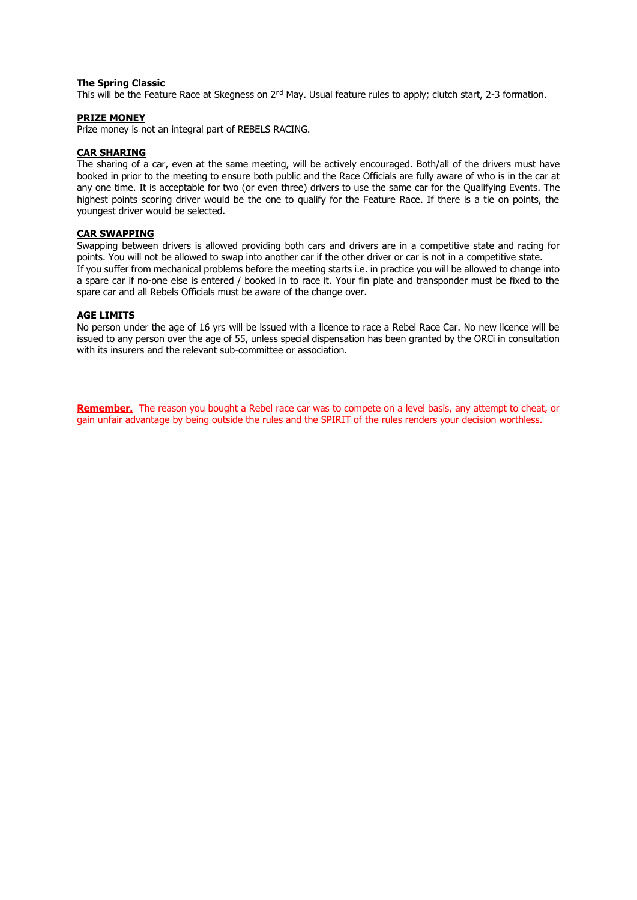**The Spring Classic**

This will be the Feature Race at Skegness on 2nd May. Usual feature rules to apply; clutch start, 2-3 formation.

**PRIZE MONEY**

Prize money is not an integral part of REBELS RACING.

**CAR SHARING**

The sharing of a car, even at the same meeting, will be actively encouraged. Both/all of the drivers must have booked in prior to the meeting to ensure both public and the Race Officials are fully aware of who is in the car at any one time. It is acceptable for two (or even three) drivers to use the same car for the Qualifying Events. The highest points scoring driver would be the one to qualify for the Feature Race. If there is a tie on points, the youngest driver would be selected.

**CAR SWAPPING**

Swapping between drivers is allowed providing both cars and drivers are in a competitive state and racing for points. You will not be allowed to swap into another car if the other driver or car is not in a competitive state.
If you suffer from mechanical problems before the meeting starts i.e. in practice you will be allowed to change into a spare car if no-one else is entered / booked in to race it. Your fin plate and transponder must be fixed to the spare car and all Rebels Officials must be aware of the change over.

**AGE LIMITS**

No person under the age of 16 yrs will be issued with a licence to race a Rebel Race Car. No new licence will be issued to any person over the age of 55, unless special dispensation has been granted by the ORCi in consultation with its insurers and the relevant sub-committee or association.

**Remember.** The reason you bought a Rebel race car was to compete on a level basis, any attempt to cheat, or gain unfair advantage by being outside the rules and the SPIRIT of the rules renders your decision worthless.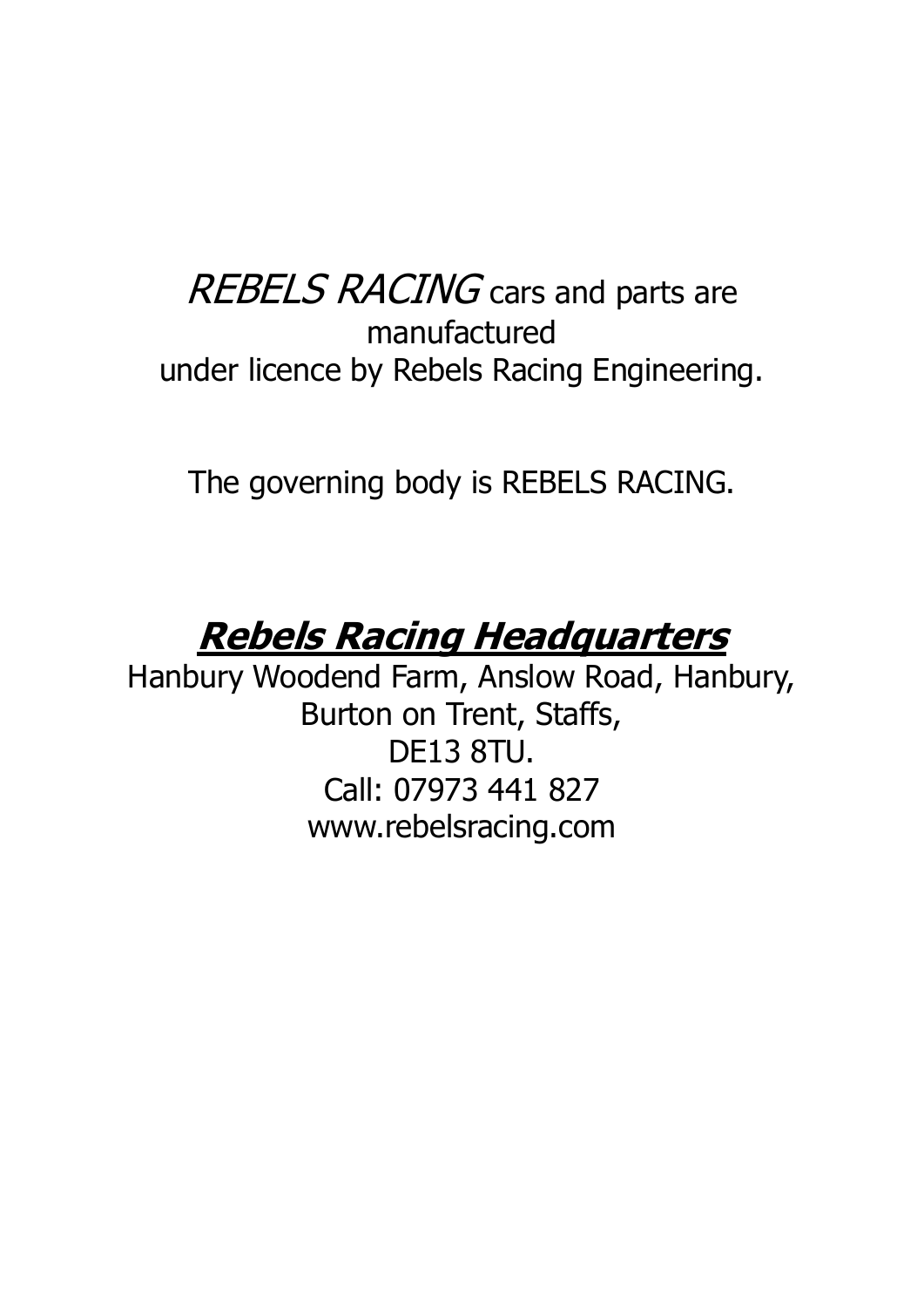*REBELS RACING* cars and parts are manufactured under licence by Rebels Racing Engineering.

The governing body is REBELS RACING.

## ***Rebels Racing Headquarters***

Hanbury Woodend Farm, Anslow Road, Hanbury,
Burton on Trent, Staffs,
DE13 8TU.
Call: 07973 441 827
www.rebelsracing.com